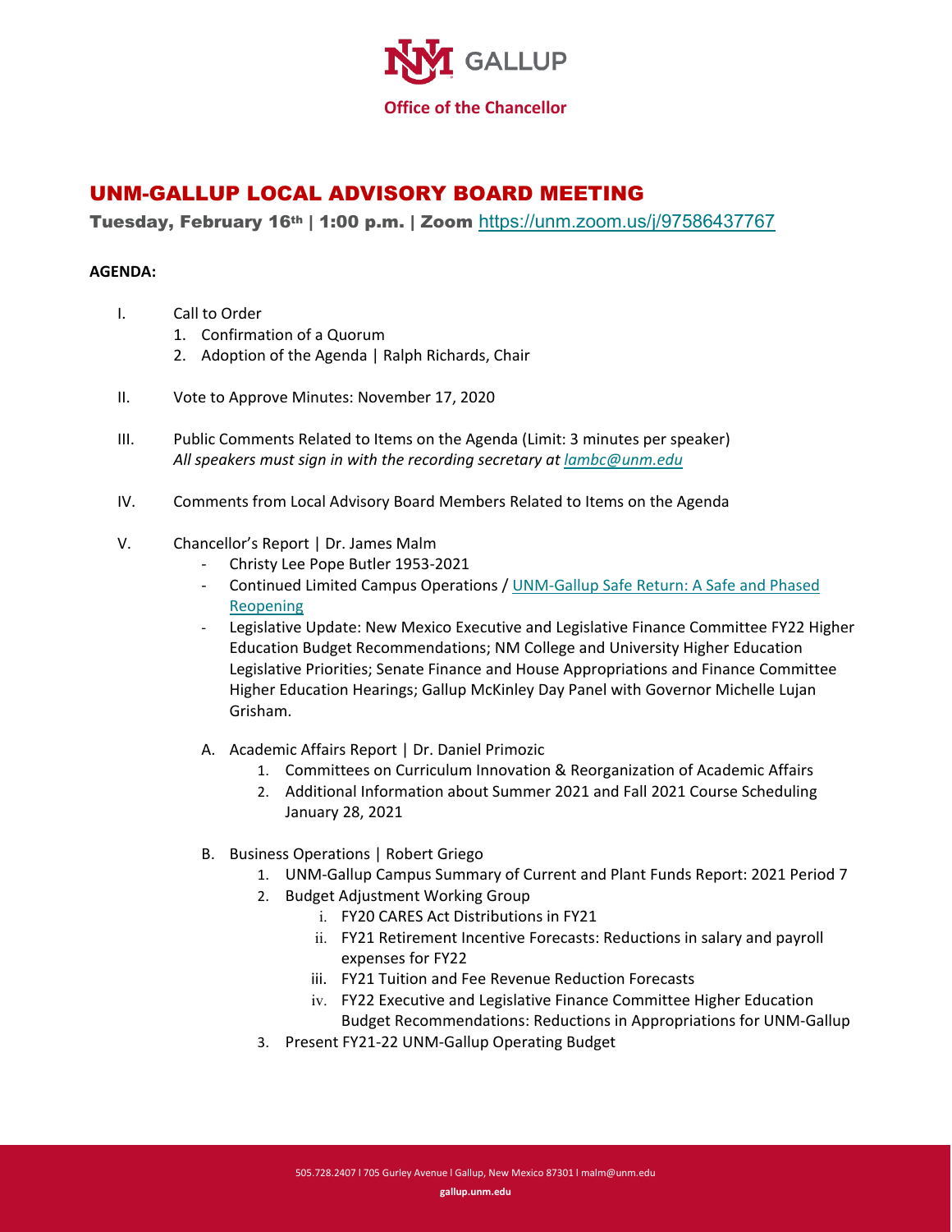UNM GALLUP

**Office of the Chancellor**

# UNM-GALLUP LOCAL ADVISORY BOARD MEETING

**Tuesday, February 16th | 1:00 p.m. | Zoom** https://unm.zoom.us/j/97586437767

**AGENDA:**

I. Call to Order
   1. Confirmation of a Quorum
   2. Adoption of the Agenda | Ralph Richards, Chair

II. Vote to Approve Minutes: November 17, 2020

III. Public Comments Related to Items on the Agenda (Limit: 3 minutes per speaker)
   *All speakers must sign in with the recording secretary at lambc@unm.edu*

IV. Comments from Local Advisory Board Members Related to Items on the Agenda

V. Chancellor's Report | Dr. James Malm
   - Christy Lee Pope Butler 1953-2021
   - Continued Limited Campus Operations / UNM-Gallup Safe Return: A Safe and Phased Reopening
   - Legislative Update: New Mexico Executive and Legislative Finance Committee FY22 Higher Education Budget Recommendations; NM College and University Higher Education Legislative Priorities; Senate Finance and House Appropriations and Finance Committee Higher Education Hearings; Gallup McKinley Day Panel with Governor Michelle Lujan Grisham.

   A. Academic Affairs Report | Dr. Daniel Primozic
      1. Committees on Curriculum Innovation & Reorganization of Academic Affairs
      2. Additional Information about Summer 2021 and Fall 2021 Course Scheduling January 28, 2021

   B. Business Operations | Robert Griego
      1. UNM-Gallup Campus Summary of Current and Plant Funds Report: 2021 Period 7
      2. Budget Adjustment Working Group
         i. FY20 CARES Act Distributions in FY21
         ii. FY21 Retirement Incentive Forecasts: Reductions in salary and payroll expenses for FY22
         iii. FY21 Tuition and Fee Revenue Reduction Forecasts
         iv. FY22 Executive and Legislative Finance Committee Higher Education Budget Recommendations: Reductions in Appropriations for UNM-Gallup
      3. Present FY21-22 UNM-Gallup Operating Budget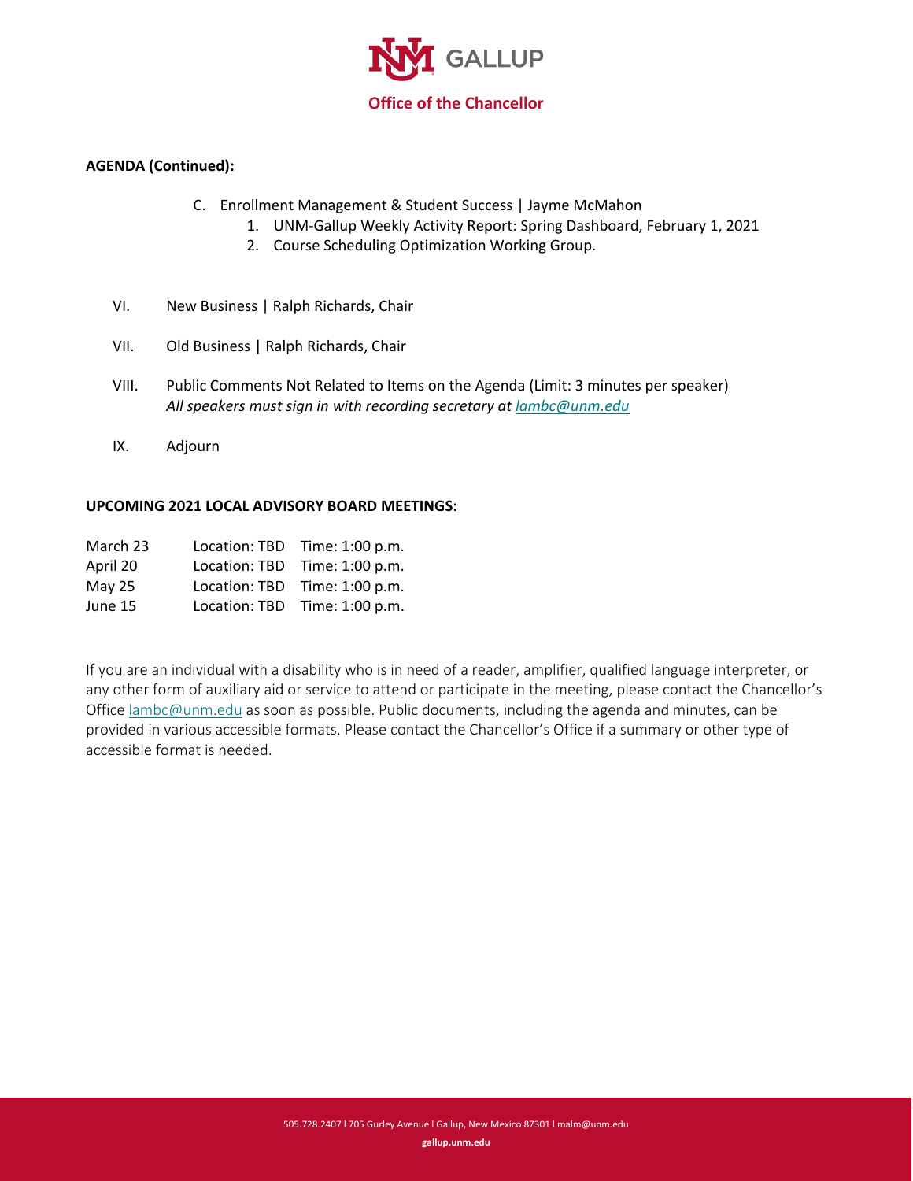**AGENDA (Continued):**

C. Enrollment Management & Student Success | Jayme McMahon
   1. UNM-Gallup Weekly Activity Report: Spring Dashboard, February 1, 2021
   2. Course Scheduling Optimization Working Group.

VI. New Business | Ralph Richards, Chair

VII. Old Business | Ralph Richards, Chair

VIII. Public Comments Not Related to Items on the Agenda (Limit: 3 minutes per speaker)
*All speakers must sign in with recording secretary at lambc@unm.edu*

IX. Adjourn

**UPCOMING 2021 LOCAL ADVISORY BOARD MEETINGS:**

| | | |
|---|---|---|
| March 23 | Location: TBD | Time: 1:00 p.m. |
| April 20 | Location: TBD | Time: 1:00 p.m. |
| May 25 | Location: TBD | Time: 1:00 p.m. |
| June 15 | Location: TBD | Time: 1:00 p.m. |

If you are an individual with a disability who is in need of a reader, amplifier, qualified language interpreter, or any other form of auxiliary aid or service to attend or participate in the meeting, please contact the Chancellor's Office lambc@unm.edu as soon as possible. Public documents, including the agenda and minutes, can be provided in various accessible formats. Please contact the Chancellor's Office if a summary or other type of accessible format is needed.